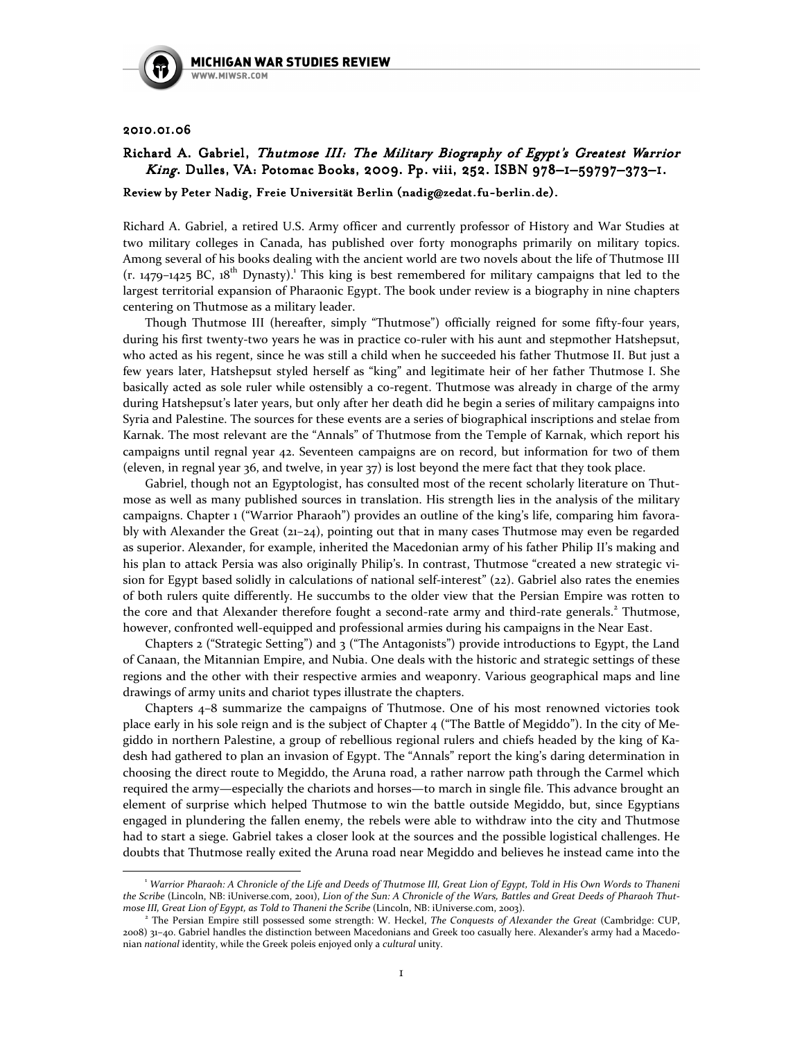2010.01.06

## Richard A. Gabriel, *Thutmose III: The Military Biography of Egypt's Greatest Warrior King*. Dulles, VA: Potomac Books, 2009. Pp. viii, 252. ISBN 978–1–59797–373–1.

**Review by Peter Nadig, Freie Universität Berlin (nadig@zedat.fu-berlin.de).**

Richard A. Gabriel, a retired U.S. Army officer and currently professor of History and War Studies at two military colleges in Canada, has published over forty monographs primarily on military topics. Among several of his books dealing with the ancient world are two novels about the life of Thutmose III (r. 1479–1425 BC, 18th Dynasty).[1] This king is best remembered for military campaigns that led to the largest territorial expansion of Pharaonic Egypt. The book under review is a biography in nine chapters centering on Thutmose as a military leader.

Though Thutmose III (hereafter, simply "Thutmose") officially reigned for some fifty-four years, during his first twenty-two years he was in practice co-ruler with his aunt and stepmother Hatshepsut, who acted as his regent, since he was still a child when he succeeded his father Thutmose II. But just a few years later, Hatshepsut styled herself as "king" and legitimate heir of her father Thutmose I. She basically acted as sole ruler while ostensibly a co-regent. Thutmose was already in charge of the army during Hatshepsut's later years, but only after her death did he begin a series of military campaigns into Syria and Palestine. The sources for these events are a series of biographical inscriptions and stelae from Karnak. The most relevant are the "Annals" of Thutmose from the Temple of Karnak, which report his campaigns until regnal year 42. Seventeen campaigns are on record, but information for two of them (eleven, in regnal year 36, and twelve, in year 37) is lost beyond the mere fact that they took place.

Gabriel, though not an Egyptologist, has consulted most of the recent scholarly literature on Thutmose as well as many published sources in translation. His strength lies in the analysis of the military campaigns. Chapter 1 ("Warrior Pharaoh") provides an outline of the king's life, comparing him favorably with Alexander the Great (21–24), pointing out that in many cases Thutmose may even be regarded as superior. Alexander, for example, inherited the Macedonian army of his father Philip II's making and his plan to attack Persia was also originally Philip's. In contrast, Thutmose "created a new strategic vision for Egypt based solidly in calculations of national self-interest" (22). Gabriel also rates the enemies of both rulers quite differently. He succumbs to the older view that the Persian Empire was rotten to the core and that Alexander therefore fought a second-rate army and third-rate generals.[2] Thutmose, however, confronted well-equipped and professional armies during his campaigns in the Near East.

Chapters 2 ("Strategic Setting") and 3 ("The Antagonists") provide introductions to Egypt, the Land of Canaan, the Mitannian Empire, and Nubia. One deals with the historic and strategic settings of these regions and the other with their respective armies and weaponry. Various geographical maps and line drawings of army units and chariot types illustrate the chapters.

Chapters 4–8 summarize the campaigns of Thutmose. One of his most renowned victories took place early in his sole reign and is the subject of Chapter 4 ("The Battle of Megiddo"). In the city of Megiddo in northern Palestine, a group of rebellious regional rulers and chiefs headed by the king of Kadesh had gathered to plan an invasion of Egypt. The "Annals" report the king's daring determination in choosing the direct route to Megiddo, the Aruna road, a rather narrow path through the Carmel which required the army—especially the chariots and horses—to march in single file. This advance brought an element of surprise which helped Thutmose to win the battle outside Megiddo, but, since Egyptians engaged in plundering the fallen enemy, the rebels were able to withdraw into the city and Thutmose had to start a siege. Gabriel takes a closer look at the sources and the possible logistical challenges. He doubts that Thutmose really exited the Aruna road near Megiddo and believes he instead came into the

---

[1] *Warrior Pharaoh: A Chronicle of the Life and Deeds of Thutmose III, Great Lion of Egypt, Told in His Own Words to Thaneni the Scribe* (Lincoln, NB: iUniverse.com, 2001), *Lion of the Sun: A Chronicle of the Wars, Battles and Great Deeds of Pharaoh Thutmose III, Great Lion of Egypt, as Told to Thaneni the Scribe* (Lincoln, NB: iUniverse.com, 2003).

[2] The Persian Empire still possessed some strength: W. Heckel, *The Conquests of Alexander the Great* (Cambridge: CUP, 2008) 31–40. Gabriel handles the distinction between Macedonians and Greek too casually here. Alexander's army had a Macedonian *national* identity, while the Greek poleis enjoyed only a *cultural* unity.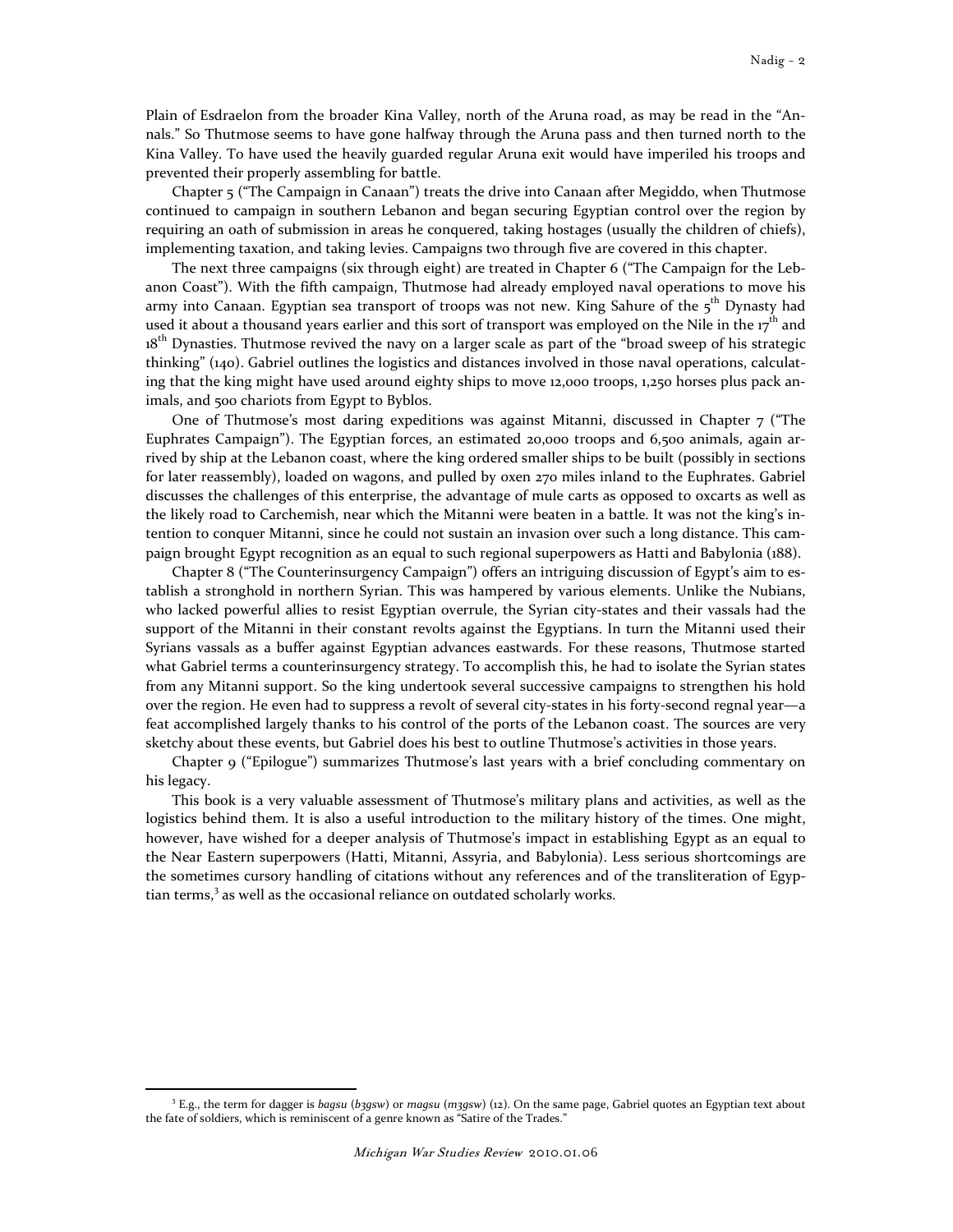Plain of Esdraelon from the broader Kina Valley, north of the Aruna road, as may be read in the "Annals." So Thutmose seems to have gone halfway through the Aruna pass and then turned north to the Kina Valley. To have used the heavily guarded regular Aruna exit would have imperiled his troops and prevented their properly assembling for battle.

Chapter 5 ("The Campaign in Canaan") treats the drive into Canaan after Megiddo, when Thutmose continued to campaign in southern Lebanon and began securing Egyptian control over the region by requiring an oath of submission in areas he conquered, taking hostages (usually the children of chiefs), implementing taxation, and taking levies. Campaigns two through five are covered in this chapter.

The next three campaigns (six through eight) are treated in Chapter 6 ("The Campaign for the Lebanon Coast"). With the fifth campaign, Thutmose had already employed naval operations to move his army into Canaan. Egyptian sea transport of troops was not new. King Sahure of the 5th Dynasty had used it about a thousand years earlier and this sort of transport was employed on the Nile in the 17th and 18th Dynasties. Thutmose revived the navy on a larger scale as part of the "broad sweep of his strategic thinking" (140). Gabriel outlines the logistics and distances involved in those naval operations, calculating that the king might have used around eighty ships to move 12,000 troops, 1,250 horses plus pack animals, and 500 chariots from Egypt to Byblos.

One of Thutmose's most daring expeditions was against Mitanni, discussed in Chapter 7 ("The Euphrates Campaign"). The Egyptian forces, an estimated 20,000 troops and 6,500 animals, again arrived by ship at the Lebanon coast, where the king ordered smaller ships to be built (possibly in sections for later reassembly), loaded on wagons, and pulled by oxen 270 miles inland to the Euphrates. Gabriel discusses the challenges of this enterprise, the advantage of mule carts as opposed to oxcarts as well as the likely road to Carchemish, near which the Mitanni were beaten in a battle. It was not the king's intention to conquer Mitanni, since he could not sustain an invasion over such a long distance. This campaign brought Egypt recognition as an equal to such regional superpowers as Hatti and Babylonia (188).

Chapter 8 ("The Counterinsurgency Campaign") offers an intriguing discussion of Egypt's aim to establish a stronghold in northern Syrian. This was hampered by various elements. Unlike the Nubians, who lacked powerful allies to resist Egyptian overrule, the Syrian city-states and their vassals had the support of the Mitanni in their constant revolts against the Egyptians. In turn the Mitanni used their Syrians vassals as a buffer against Egyptian advances eastwards. For these reasons, Thutmose started what Gabriel terms a counterinsurgency strategy. To accomplish this, he had to isolate the Syrian states from any Mitanni support. So the king undertook several successive campaigns to strengthen his hold over the region. He even had to suppress a revolt of several city-states in his forty-second regnal year—a feat accomplished largely thanks to his control of the ports of the Lebanon coast. The sources are very sketchy about these events, but Gabriel does his best to outline Thutmose's activities in those years.

Chapter 9 ("Epilogue") summarizes Thutmose's last years with a brief concluding commentary on his legacy.

This book is a very valuable assessment of Thutmose's military plans and activities, as well as the logistics behind them. It is also a useful introduction to the military history of the times. One might, however, have wished for a deeper analysis of Thutmose's impact in establishing Egypt as an equal to the Near Eastern superpowers (Hatti, Mitanni, Assyria, and Babylonia). Less serious shortcomings are the sometimes cursory handling of citations without any references and of the transliteration of Egyptian terms,[3] as well as the occasional reliance on outdated scholarly works.

[3] E.g., the term for dagger is *bagsu* (*b3gsw*) or *magsu* (*m3gsw*) (12). On the same page, Gabriel quotes an Egyptian text about the fate of soldiers, which is reminiscent of a genre known as "Satire of the Trades."